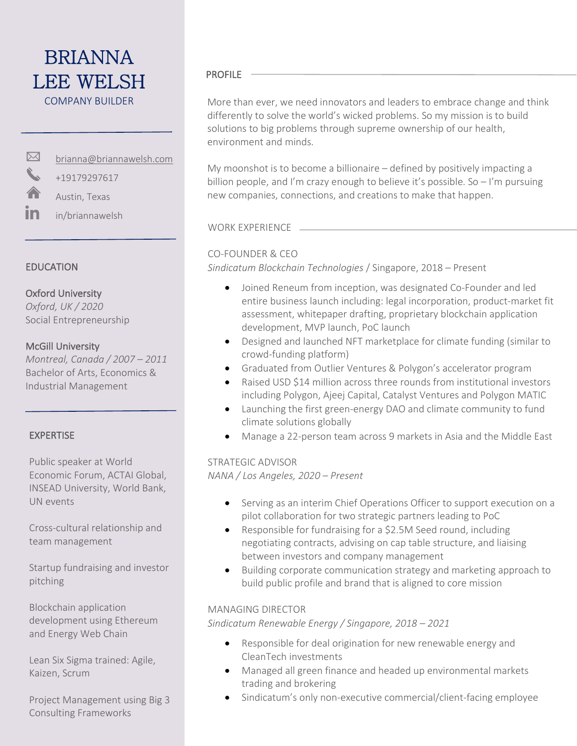# BRIANNA LEE WELSH

COMPANY BUILDER

brianna@briannawelsh.com

+19179297617

Austin, Texas

in/briannawelsh

## EDUCATION

**Oxford University**
*Oxford, UK / 2020*
Social Entrepreneurship

**McGill University**
*Montreal, Canada / 2007 – 2011*
Bachelor of Arts, Economics & Industrial Management

## EXPERTISE

Public speaker at World Economic Forum, ACTAI Global, INSEAD University, World Bank, UN events

Cross-cultural relationship and team management

Startup fundraising and investor pitching

Blockchain application development using Ethereum and Energy Web Chain

Lean Six Sigma trained: Agile, Kaizen, Scrum

Project Management using Big 3 Consulting Frameworks

## PROFILE

More than ever, we need innovators and leaders to embrace change and think differently to solve the world's wicked problems. So my mission is to build solutions to big problems through supreme ownership of our health, environment and minds.

My moonshot is to become a billionaire – defined by positively impacting a billion people, and I'm crazy enough to believe it's possible. So – I'm pursuing new companies, connections, and creations to make that happen.

## WORK EXPERIENCE

### CO-FOUNDER & CEO

*Sindicatum Blockchain Technologies* / Singapore, 2018 – Present

- Joined Reneum from inception, was designated Co-Founder and led entire business launch including: legal incorporation, product-market fit assessment, whitepaper drafting, proprietary blockchain application development, MVP launch, PoC launch
- Designed and launched NFT marketplace for climate funding (similar to crowd-funding platform)
- Graduated from Outlier Ventures & Polygon's accelerator program
- Raised USD $14 million across three rounds from institutional investors including Polygon, Ajeej Capital, Catalyst Ventures and Polygon MATIC
- Launching the first green-energy DAO and climate community to fund climate solutions globally
- Manage a 22-person team across 9 markets in Asia and the Middle East

### STRATEGIC ADVISOR

*NANA / Los Angeles, 2020 – Present*

- Serving as an interim Chief Operations Officer to support execution on a pilot collaboration for two strategic partners leading to PoC
- Responsible for fundraising for a $2.5M Seed round, including negotiating contracts, advising on cap table structure, and liaising between investors and company management
- Building corporate communication strategy and marketing approach to build public profile and brand that is aligned to core mission

### MANAGING DIRECTOR

*Sindicatum Renewable Energy / Singapore, 2018 – 2021*

- Responsible for deal origination for new renewable energy and CleanTech investments
- Managed all green finance and headed up environmental markets trading and brokering
- Sindicatum's only non-executive commercial/client-facing employee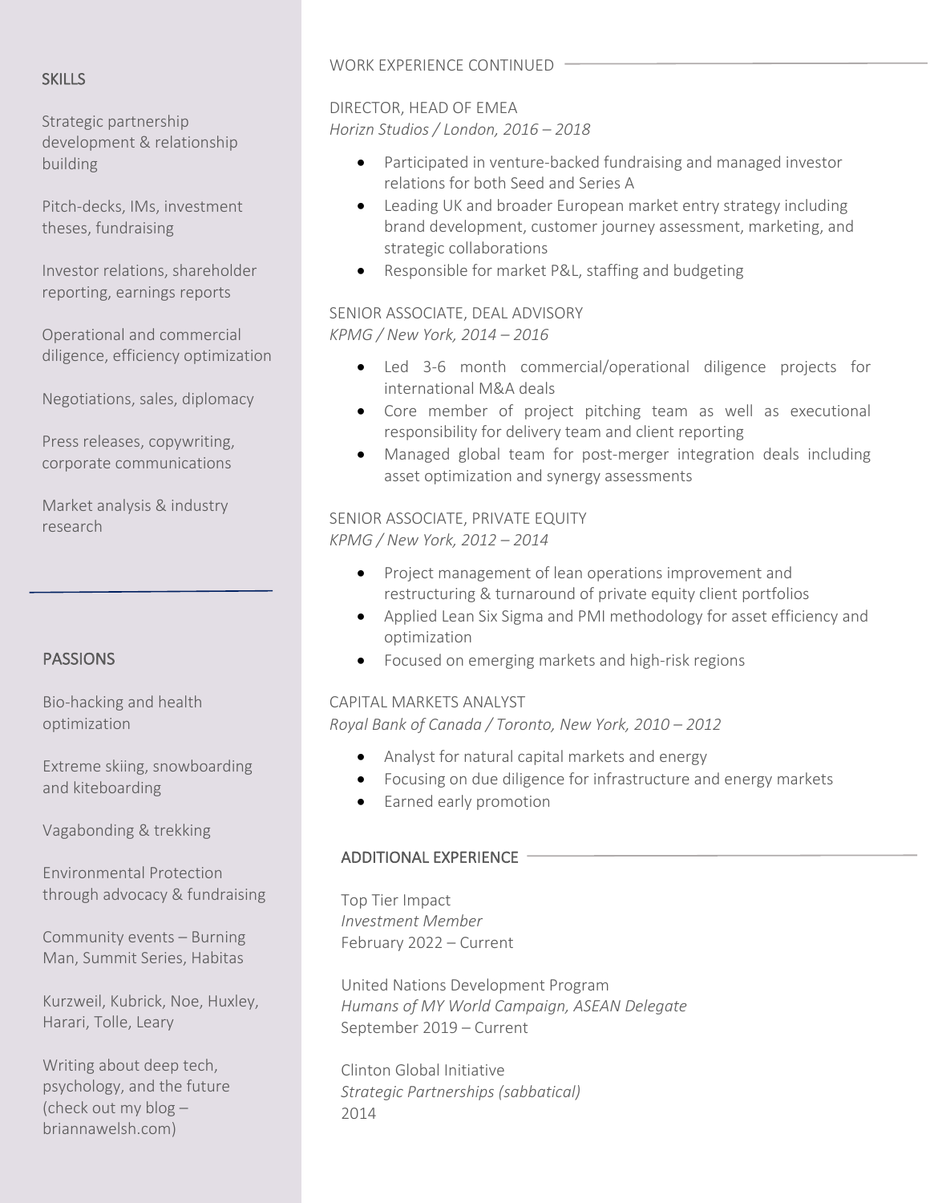## SKILLS

Strategic partnership development & relationship building

Pitch-decks, IMs, investment theses, fundraising

Investor relations, shareholder reporting, earnings reports

Operational and commercial diligence, efficiency optimization

Negotiations, sales, diplomacy

Press releases, copywriting, corporate communications

Market analysis & industry research

## PASSIONS

Bio-hacking and health optimization

Extreme skiing, snowboarding and kiteboarding

Vagabonding & trekking

Environmental Protection through advocacy & fundraising

Community events – Burning Man, Summit Series, Habitas

Kurzweil, Kubrick, Noe, Huxley, Harari, Tolle, Leary

Writing about deep tech, psychology, and the future (check out my blog – briannawelsh.com)

## WORK EXPERIENCE CONTINUED

### DIRECTOR, HEAD OF EMEA
*Horizn Studios / London, 2016 – 2018*

- Participated in venture-backed fundraising and managed investor relations for both Seed and Series A
- Leading UK and broader European market entry strategy including brand development, customer journey assessment, marketing, and strategic collaborations
- Responsible for market P&L, staffing and budgeting

### SENIOR ASSOCIATE, DEAL ADVISORY
*KPMG / New York, 2014 – 2016*

- Led 3-6 month commercial/operational diligence projects for international M&A deals
- Core member of project pitching team as well as executional responsibility for delivery team and client reporting
- Managed global team for post-merger integration deals including asset optimization and synergy assessments

### SENIOR ASSOCIATE, PRIVATE EQUITY
*KPMG / New York, 2012 – 2014*

- Project management of lean operations improvement and restructuring & turnaround of private equity client portfolios
- Applied Lean Six Sigma and PMI methodology for asset efficiency and optimization
- Focused on emerging markets and high-risk regions

### CAPITAL MARKETS ANALYST
*Royal Bank of Canada / Toronto, New York, 2010 – 2012*

- Analyst for natural capital markets and energy
- Focusing on due diligence for infrastructure and energy markets
- Earned early promotion

## ADDITIONAL EXPERIENCE

Top Tier Impact
*Investment Member*
February 2022 – Current

United Nations Development Program
*Humans of MY World Campaign, ASEAN Delegate*
September 2019 – Current

Clinton Global Initiative
*Strategic Partnerships (sabbatical)*
2014